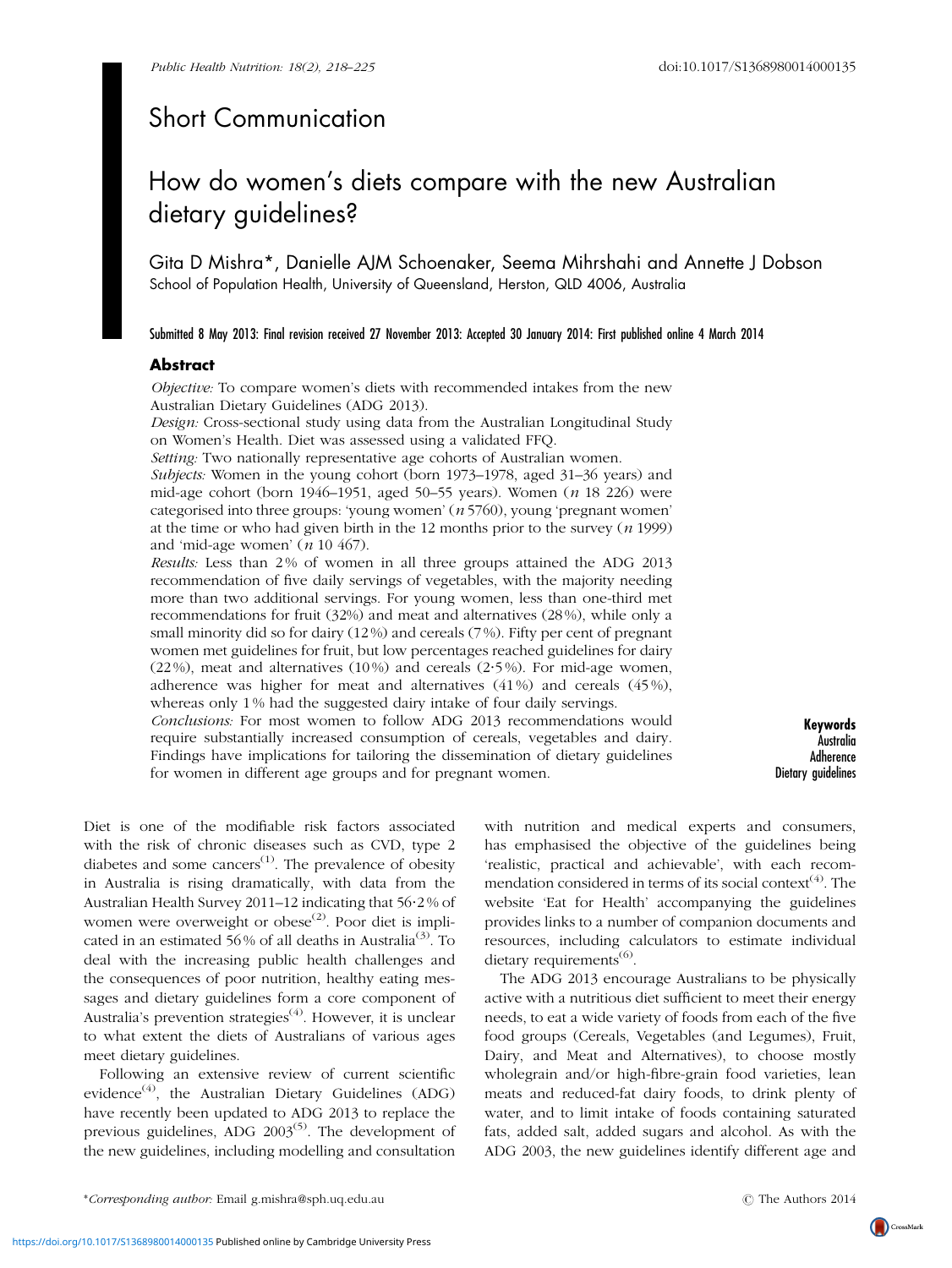## Short Communication

# How do women's diets compare with the new Australian dietary guidelines?

Gita D Mishra*, Danielle AJM Schoenaker, Seema Mihrshahi and Annette J Dobson

School of Population Health, University of Queensland, Herston, QLD 4006, Australia

**Submitted 8 May 2013: Final revision received 27 November 2013: Accepted 30 January 2014: First published online 4 March 2014**

### Abstract

*Objective:* To compare women's diets with recommended intakes from the new Australian Dietary Guidelines (ADG 2013).

*Design:* Cross-sectional study using data from the Australian Longitudinal Study on Women's Health. Diet was assessed using a validated FFQ.

*Setting:* Two nationally representative age cohorts of Australian women.

*Subjects:* Women in the young cohort (born 1973–1978, aged 31–36 years) and mid-age cohort (born 1946–1951, aged 50–55 years). Women (*n* 18 226) were categorised into three groups: 'young women' (*n* 5760), young 'pregnant women' at the time or who had given birth in the 12 months prior to the survey (*n* 1999) and 'mid-age women' (*n* 10 467).

*Results:* Less than 2 % of women in all three groups attained the ADG 2013 recommendation of five daily servings of vegetables, with the majority needing more than two additional servings. For young women, less than one-third met recommendations for fruit (32 %) and meat and alternatives (28 %), while only a small minority did so for dairy (12 %) and cereals (7 %). Fifty per cent of pregnant women met guidelines for fruit, but low percentages reached guidelines for dairy (22 %), meat and alternatives (10 %) and cereals (2·5 %). For mid-age women, adherence was higher for meat and alternatives (41 %) and cereals (45 %), whereas only 1 % had the suggested dairy intake of four daily servings.

*Conclusions:* For most women to follow ADG 2013 recommendations would require substantially increased consumption of cereals, vegetables and dairy. Findings have implications for tailoring the dissemination of dietary guidelines for women in different age groups and for pregnant women.

**Keywords**
Australia
Adherence
Dietary guidelines

Diet is one of the modifiable risk factors associated with the risk of chronic diseases such as CVD, type 2 diabetes and some cancers[1]. The prevalence of obesity in Australia is rising dramatically, with data from the Australian Health Survey 2011–12 indicating that 56·2 % of women were overweight or obese[2]. Poor diet is implicated in an estimated 56 % of all deaths in Australia[3]. To deal with the increasing public health challenges and the consequences of poor nutrition, healthy eating messages and dietary guidelines form a core component of Australia's prevention strategies[4]. However, it is unclear to what extent the diets of Australians of various ages meet dietary guidelines.

Following an extensive review of current scientific evidence[4], the Australian Dietary Guidelines (ADG) have recently been updated to ADG 2013 to replace the previous guidelines, ADG 2003[5]. The development of the new guidelines, including modelling and consultation with nutrition and medical experts and consumers, has emphasised the objective of the guidelines being 'realistic, practical and achievable', with each recommendation considered in terms of its social context[4]. The website 'Eat for Health' accompanying the guidelines provides links to a number of companion documents and resources, including calculators to estimate individual dietary requirements[6].

The ADG 2013 encourage Australians to be physically active with a nutritious diet sufficient to meet their energy needs, to eat a wide variety of foods from each of the five food groups (Cereals, Vegetables (and Legumes), Fruit, Dairy, and Meat and Alternatives), to choose mostly wholegrain and/or high-fibre-grain food varieties, lean meats and reduced-fat dairy foods, to drink plenty of water, and to limit intake of foods containing saturated fats, added salt, added sugars and alcohol. As with the ADG 2003, the new guidelines identify different age and

*Corresponding author: Email g.mishra@sph.uq.edu.au

© The Authors 2014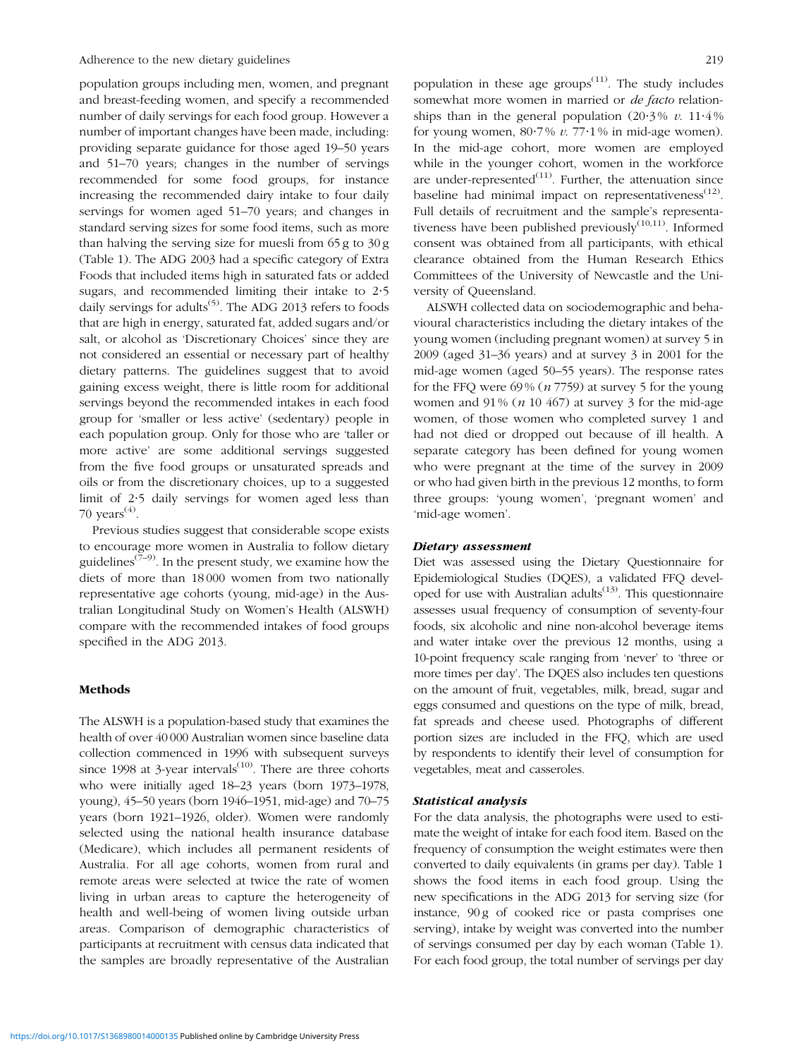population groups including men, women, and pregnant and breast-feeding women, and specify a recommended number of daily servings for each food group. However a number of important changes have been made, including: providing separate guidance for those aged 19–50 years and 51–70 years; changes in the number of servings recommended for some food groups, for instance increasing the recommended dairy intake to four daily servings for women aged 51–70 years; and changes in standard serving sizes for some food items, such as more than halving the serving size for muesli from 65 g to 30 g (Table 1). The ADG 2003 had a specific category of Extra Foods that included items high in saturated fats or added sugars, and recommended limiting their intake to 2·5 daily servings for adults[5]. The ADG 2013 refers to foods that are high in energy, saturated fat, added sugars and/or salt, or alcohol as 'Discretionary Choices' since they are not considered an essential or necessary part of healthy dietary patterns. The guidelines suggest that to avoid gaining excess weight, there is little room for additional servings beyond the recommended intakes in each food group for 'smaller or less active' (sedentary) people in each population group. Only for those who are 'taller or more active' are some additional servings suggested from the five food groups or unsaturated spreads and oils or from the discretionary choices, up to a suggested limit of 2·5 daily servings for women aged less than 70 years[4].

Previous studies suggest that considerable scope exists to encourage more women in Australia to follow dietary guidelines[7–9]. In the present study, we examine how the diets of more than 18 000 women from two nationally representative age cohorts (young, mid-age) in the Australian Longitudinal Study on Women's Health (ALSWH) compare with the recommended intakes of food groups specified in the ADG 2013.

## Methods

The ALSWH is a population-based study that examines the health of over 40 000 Australian women since baseline data collection commenced in 1996 with subsequent surveys since 1998 at 3-year intervals[10]. There are three cohorts who were initially aged 18–23 years (born 1973–1978, young), 45–50 years (born 1946–1951, mid-age) and 70–75 years (born 1921–1926, older). Women were randomly selected using the national health insurance database (Medicare), which includes all permanent residents of Australia. For all age cohorts, women from rural and remote areas were selected at twice the rate of women living in urban areas to capture the heterogeneity of health and well-being of women living outside urban areas. Comparison of demographic characteristics of participants at recruitment with census data indicated that the samples are broadly representative of the Australian population in these age groups[11]. The study includes somewhat more women in married or *de facto* relationships than in the general population (20·3 % *v.* 11·4 % for young women, 80·7 % *v.* 77·1 % in mid-age women). In the mid-age cohort, more women are employed while in the younger cohort, women in the workforce are under-represented[11]. Further, the attenuation since baseline had minimal impact on representativeness[12]. Full details of recruitment and the sample's representativeness have been published previously[10,11]. Informed consent was obtained from all participants, with ethical clearance obtained from the Human Research Ethics Committees of the University of Newcastle and the University of Queensland.

ALSWH collected data on sociodemographic and behavioural characteristics including the dietary intakes of the young women (including pregnant women) at survey 5 in 2009 (aged 31–36 years) and at survey 3 in 2001 for the mid-age women (aged 50–55 years). The response rates for the FFQ were 69 % (*n* 7759) at survey 5 for the young women and 91 % (*n* 10 467) at survey 3 for the mid-age women, of those women who completed survey 1 and had not died or dropped out because of ill health. A separate category has been defined for young women who were pregnant at the time of the survey in 2009 or who had given birth in the previous 12 months, to form three groups: 'young women', 'pregnant women' and 'mid-age women'.

### *Dietary assessment*

Diet was assessed using the Dietary Questionnaire for Epidemiological Studies (DQES), a validated FFQ developed for use with Australian adults[13]. This questionnaire assesses usual frequency of consumption of seventy-four foods, six alcoholic and nine non-alcohol beverage items and water intake over the previous 12 months, using a 10-point frequency scale ranging from 'never' to 'three or more times per day'. The DQES also includes ten questions on the amount of fruit, vegetables, milk, bread, sugar and eggs consumed and questions on the type of milk, bread, fat spreads and cheese used. Photographs of different portion sizes are included in the FFQ, which are used by respondents to identify their level of consumption for vegetables, meat and casseroles.

### *Statistical analysis*

For the data analysis, the photographs were used to estimate the weight of intake for each food item. Based on the frequency of consumption the weight estimates were then converted to daily equivalents (in grams per day). Table 1 shows the food items in each food group. Using the new specifications in the ADG 2013 for serving size (for instance, 90 g of cooked rice or pasta comprises one serving), intake by weight was converted into the number of servings consumed per day by each woman (Table 1). For each food group, the total number of servings per day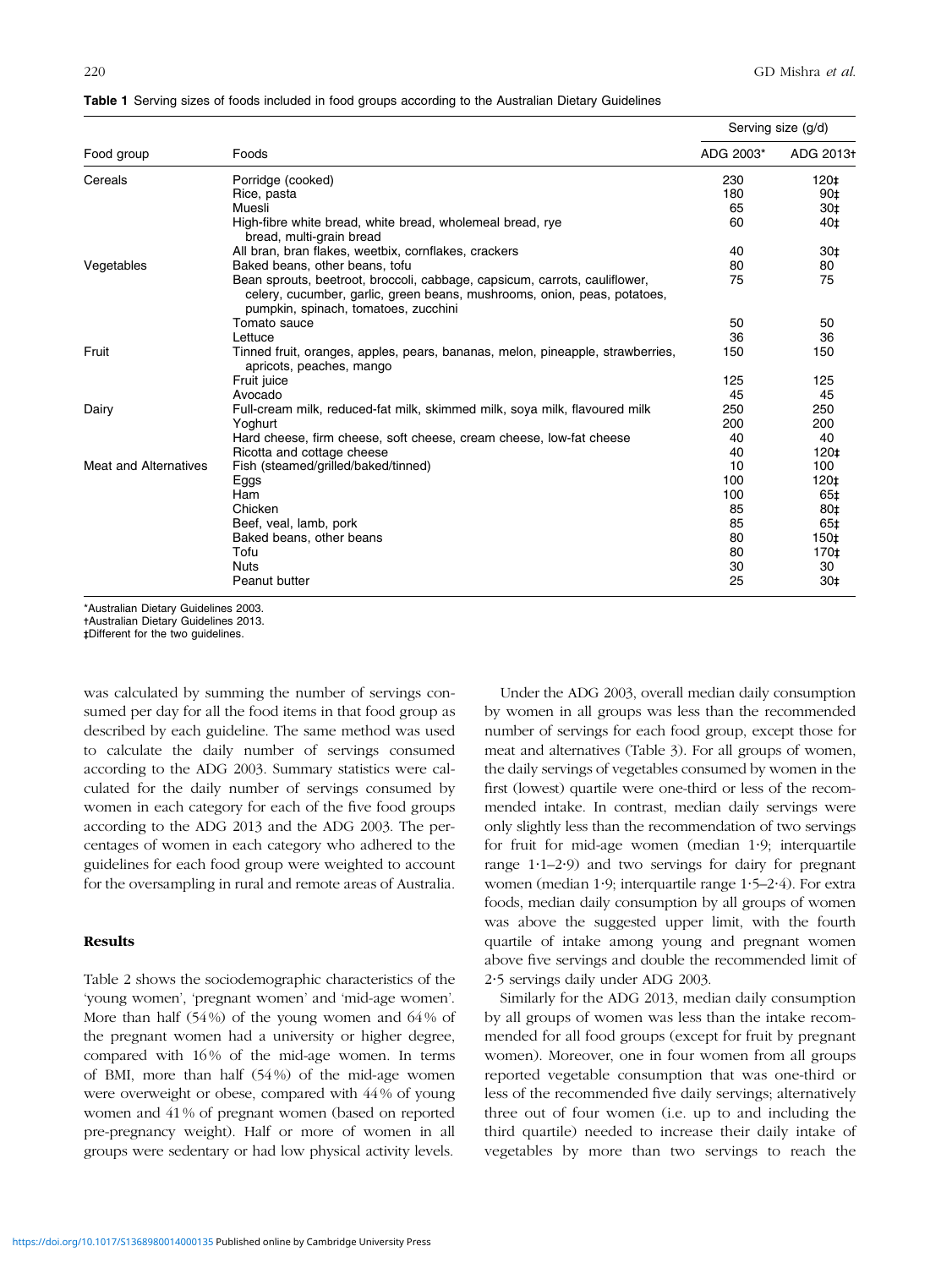**Table 1** Serving sizes of foods included in food groups according to the Australian Dietary Guidelines

| Food group | Foods | Serving size (g/d) | |
|---|---|---|---|
| | | ADG 2003* | ADG 2013† |
| Cereals | Porridge (cooked) | 230 | 120‡ |
| | Rice, pasta | 180 | 90‡ |
| | Muesli | 65 | 30‡ |
| | High-fibre white bread, white bread, wholemeal bread, rye bread, multi-grain bread | 60 | 40‡ |
| | All bran, bran flakes, weetbix, cornflakes, crackers | 40 | 30‡ |
| Vegetables | Baked beans, other beans, tofu | 80 | 80 |
| | Bean sprouts, beetroot, broccoli, cabbage, capsicum, carrots, cauliflower, celery, cucumber, garlic, green beans, mushrooms, onion, peas, potatoes, pumpkin, spinach, tomatoes, zucchini | 75 | 75 |
| | Tomato sauce | 50 | 50 |
| | Lettuce | 36 | 36 |
| Fruit | Tinned fruit, oranges, apples, pears, bananas, melon, pineapple, strawberries, apricots, peaches, mango | 150 | 150 |
| | Fruit juice | 125 | 125 |
| | Avocado | 45 | 45 |
| Dairy | Full-cream milk, reduced-fat milk, skimmed milk, soya milk, flavoured milk | 250 | 250 |
| | Yoghurt | 200 | 200 |
| | Hard cheese, firm cheese, soft cheese, cream cheese, low-fat cheese | 40 | 40 |
| | Ricotta and cottage cheese | 40 | 120‡ |
| Meat and Alternatives | Fish (steamed/grilled/baked/tinned) | 10 | 100 |
| | Eggs | 100 | 120‡ |
| | Ham | 100 | 65‡ |
| | Chicken | 85 | 80‡ |
| | Beef, veal, lamb, pork | 85 | 65‡ |
| | Baked beans, other beans | 80 | 150‡ |
| | Tofu | 80 | 170‡ |
| | Nuts | 30 | 30 |
| | Peanut butter | 25 | 30‡ |

*Australian Dietary Guidelines 2003.
†Australian Dietary Guidelines 2013.
‡Different for the two guidelines.

was calculated by summing the number of servings consumed per day for all the food items in that food group as described by each guideline. The same method was used to calculate the daily number of servings consumed according to the ADG 2003. Summary statistics were calculated for the daily number of servings consumed by women in each category for each of the five food groups according to the ADG 2013 and the ADG 2003. The percentages of women in each category who adhered to the guidelines for each food group were weighted to account for the oversampling in rural and remote areas of Australia.

## Results

Table 2 shows the sociodemographic characteristics of the 'young women', 'pregnant women' and 'mid-age women'. More than half (54%) of the young women and 64% of the pregnant women had a university or higher degree, compared with 16% of the mid-age women. In terms of BMI, more than half (54%) of the mid-age women were overweight or obese, compared with 44% of young women and 41% of pregnant women (based on reported pre-pregnancy weight). Half or more of women in all groups were sedentary or had low physical activity levels.

Under the ADG 2003, overall median daily consumption by women in all groups was less than the recommended number of servings for each food group, except those for meat and alternatives (Table 3). For all groups of women, the daily servings of vegetables consumed by women in the first (lowest) quartile were one-third or less of the recommended intake. In contrast, median daily servings were only slightly less than the recommendation of two servings for fruit for mid-age women (median 1·9; interquartile range 1·1–2·9) and two servings for dairy for pregnant women (median 1·9; interquartile range 1·5–2·4). For extra foods, median daily consumption by all groups of women was above the suggested upper limit, with the fourth quartile of intake among young and pregnant women above five servings and double the recommended limit of 2·5 servings daily under ADG 2003.

Similarly for the ADG 2013, median daily consumption by all groups of women was less than the intake recommended for all food groups (except for fruit by pregnant women). Moreover, one in four women from all groups reported vegetable consumption that was one-third or less of the recommended five daily servings; alternatively three out of four women (i.e. up to and including the third quartile) needed to increase their daily intake of vegetables by more than two servings to reach the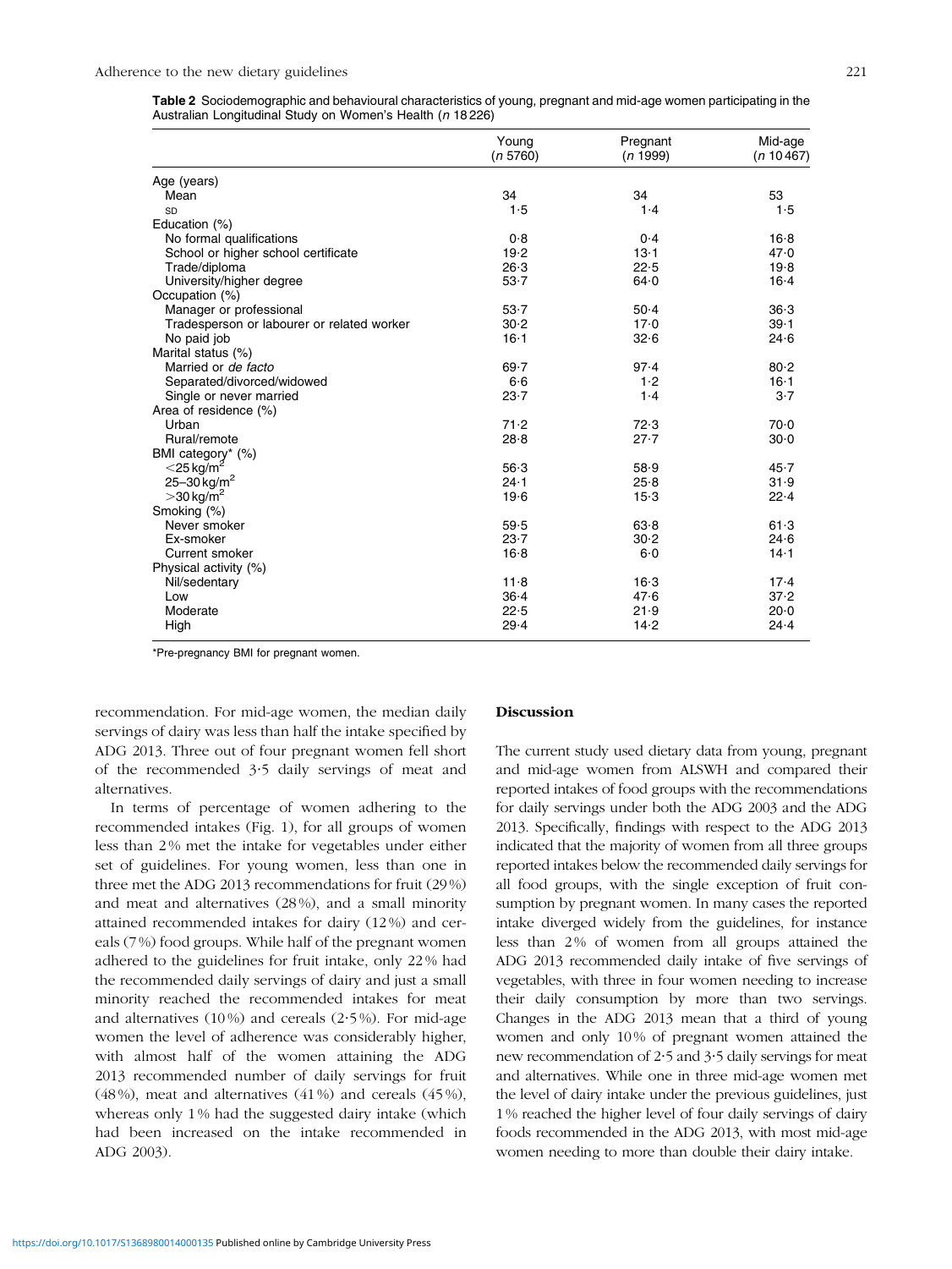**Table 2** Sociodemographic and behavioural characteristics of young, pregnant and mid-age women participating in the Australian Longitudinal Study on Women's Health (*n* 18 226)

| | Young (*n* 5760) | Pregnant (*n* 1999) | Mid-age (*n* 10 467) |
|---|---|---|---|
| Age (years) | | | |
| Mean | 34 | 34 | 53 |
| SD | 1·5 | 1·4 | 1·5 |
| Education (%) | | | |
| No formal qualifications | 0·8 | 0·4 | 16·8 |
| School or higher school certificate | 19·2 | 13·1 | 47·0 |
| Trade/diploma | 26·3 | 22·5 | 19·8 |
| University/higher degree | 53·7 | 64·0 | 16·4 |
| Occupation (%) | | | |
| Manager or professional | 53·7 | 50·4 | 36·3 |
| Tradesperson or labourer or related worker | 30·2 | 17·0 | 39·1 |
| No paid job | 16·1 | 32·6 | 24·6 |
| Marital status (%) | | | |
| Married or *de facto* | 69·7 | 97·4 | 80·2 |
| Separated/divorced/widowed | 6·6 | 1·2 | 16·1 |
| Single or never married | 23·7 | 1·4 | 3·7 |
| Area of residence (%) | | | |
| Urban | 71·2 | 72·3 | 70·0 |
| Rural/remote | 28·8 | 27·7 | 30·0 |
| BMI category* (%) | | | |
| $<25\,kg/m^2$ | 56·3 | 58·9 | 45·7 |
| $25–30\,kg/m^2$ | 24·1 | 25·8 | 31·9 |
| $>30\,kg/m^2$ | 19·6 | 15·3 | 22·4 |
| Smoking (%) | | | |
| Never smoker | 59·5 | 63·8 | 61·3 |
| Ex-smoker | 23·7 | 30·2 | 24·6 |
| Current smoker | 16·8 | 6·0 | 14·1 |
| Physical activity (%) | | | |
| Nil/sedentary | 11·8 | 16·3 | 17·4 |
| Low | 36·4 | 47·6 | 37·2 |
| Moderate | 22·5 | 21·9 | 20·0 |
| High | 29·4 | 14·2 | 24·4 |

*Pre-pregnancy BMI for pregnant women.

recommendation. For mid-age women, the median daily servings of dairy was less than half the intake specified by ADG 2013. Three out of four pregnant women fell short of the recommended 3·5 daily servings of meat and alternatives.

In terms of percentage of women adhering to the recommended intakes (Fig. 1), for all groups of women less than 2 % met the intake for vegetables under either set of guidelines. For young women, less than one in three met the ADG 2013 recommendations for fruit (29 %) and meat and alternatives (28 %), and a small minority attained recommended intakes for dairy (12 %) and cereals (7 %) food groups. While half of the pregnant women adhered to the guidelines for fruit intake, only 22 % had the recommended daily servings of dairy and just a small minority reached the recommended intakes for meat and alternatives (10 %) and cereals (2·5 %). For mid-age women the level of adherence was considerably higher, with almost half of the women attaining the ADG 2013 recommended number of daily servings for fruit (48 %), meat and alternatives (41 %) and cereals (45 %), whereas only 1 % had the suggested dairy intake (which had been increased on the intake recommended in ADG 2003).

## Discussion

The current study used dietary data from young, pregnant and mid-age women from ALSWH and compared their reported intakes of food groups with the recommendations for daily servings under both the ADG 2003 and the ADG 2013. Specifically, findings with respect to the ADG 2013 indicated that the majority of women from all three groups reported intakes below the recommended daily servings for all food groups, with the single exception of fruit consumption by pregnant women. In many cases the reported intake diverged widely from the guidelines, for instance less than 2 % of women from all groups attained the ADG 2013 recommended daily intake of five servings of vegetables, with three in four women needing to increase their daily consumption by more than two servings. Changes in the ADG 2013 mean that a third of young women and only 10 % of pregnant women attained the new recommendation of 2·5 and 3·5 daily servings for meat and alternatives. While one in three mid-age women met the level of dairy intake under the previous guidelines, just 1 % reached the higher level of four daily servings of dairy foods recommended in the ADG 2013, with most mid-age women needing to more than double their dairy intake.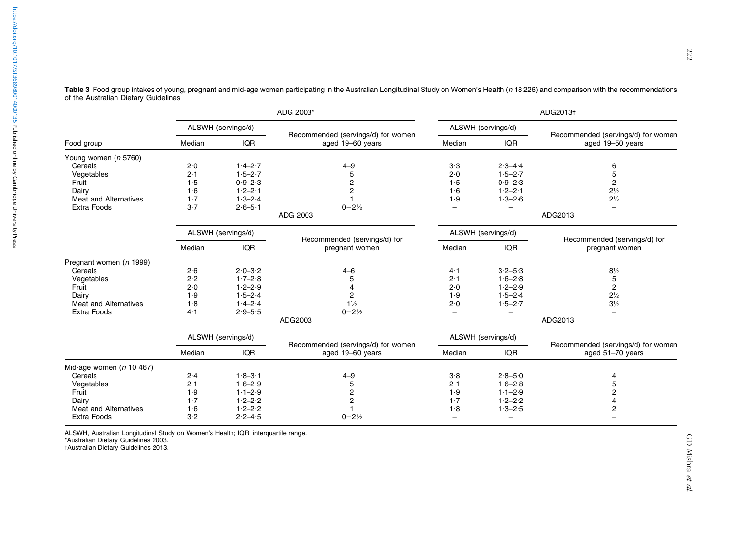**Table 3** Food group intakes of young, pregnant and mid-age women participating in the Australian Longitudinal Study on Women's Health (*n* 18 226) and comparison with the recommendations of the Australian Dietary Guidelines

| | ADG 2003* | | | ADG2013† | | |
|---|---|---|---|---|---|---|
| | ALSWH (servings/d) | | Recommended (servings/d) for women aged 19–60 years | ALSWH (servings/d) | | Recommended (servings/d) for women aged 19–50 years |
| Food group | Median | IQR | | Median | IQR | |
| Young women (*n* 5760) | | | | | | |
| Cereals | 2·0 | 1·4–2·7 | 4–9 | 3·3 | 2·3–4·4 | 6 |
| Vegetables | 2·1 | 1·5–2·7 | 5 | 2·0 | 1·5–2·7 | 5 |
| Fruit | 1·5 | 0·9–2·3 | 2 | 1·5 | 0·9–2·3 | 2 |
| Dairy | 1·6 | 1·2–2·1 | 2 | 1·6 | 1·2–2·1 | 2½ |
| Meat and Alternatives | 1·7 | 1·3–2·4 | 1 | 1·9 | 1·3–2·6 | 2½ |
| Extra Foods | 3·7 | 2·6–5·1 | 0–2½ | – | – | – |
| | ADG 2003 | | | ADG2013 | | |
| | ALSWH (servings/d) | | Recommended (servings/d) for pregnant women | ALSWH (servings/d) | | Recommended (servings/d) for pregnant women |
| | Median | IQR | | Median | IQR | |
| Pregnant women (*n* 1999) | | | | | | |
| Cereals | 2·6 | 2·0–3·2 | 4–6 | 4·1 | 3·2–5·3 | 8½ |
| Vegetables | 2·2 | 1·7–2·8 | 5 | 2·1 | 1·6–2·8 | 5 |
| Fruit | 2·0 | 1·2–2·9 | 4 | 2·0 | 1·2–2·9 | 2 |
| Dairy | 1·9 | 1·5–2·4 | 2 | 1·9 | 1·5–2·4 | 2½ |
| Meat and Alternatives | 1·8 | 1·4–2·4 | 1½ | 2·0 | 1·5–2·7 | 3½ |
| Extra Foods | 4·1 | 2·9–5·5 | 0–2½ | – | – | – |
| | ADG2003 | | | ADG2013 | | |
| | ALSWH (servings/d) | | Recommended (servings/d) for women aged 19–60 years | ALSWH (servings/d) | | Recommended (servings/d) for women aged 51–70 years |
| | Median | IQR | | Median | IQR | |
| Mid-age women (*n* 10 467) | | | | | | |
| Cereals | 2·4 | 1·8–3·1 | 4–9 | 3·8 | 2·8–5·0 | 4 |
| Vegetables | 2·1 | 1·6–2·9 | 5 | 2·1 | 1·6–2·8 | 5 |
| Fruit | 1·9 | 1·1–2·9 | 2 | 1·9 | 1·1–2·9 | 2 |
| Dairy | 1·7 | 1·2–2·2 | 2 | 1·7 | 1·2–2·2 | 4 |
| Meat and Alternatives | 1·6 | 1·2–2·2 | 1 | 1·8 | 1·3–2·5 | 2 |
| Extra Foods | 3·2 | 2·2–4·5 | 0–2½ | – | – | – |

ALSWH, Australian Longitudinal Study on Women's Health; IQR, interquartile range.
*Australian Dietary Guidelines 2003.
†Australian Dietary Guidelines 2013.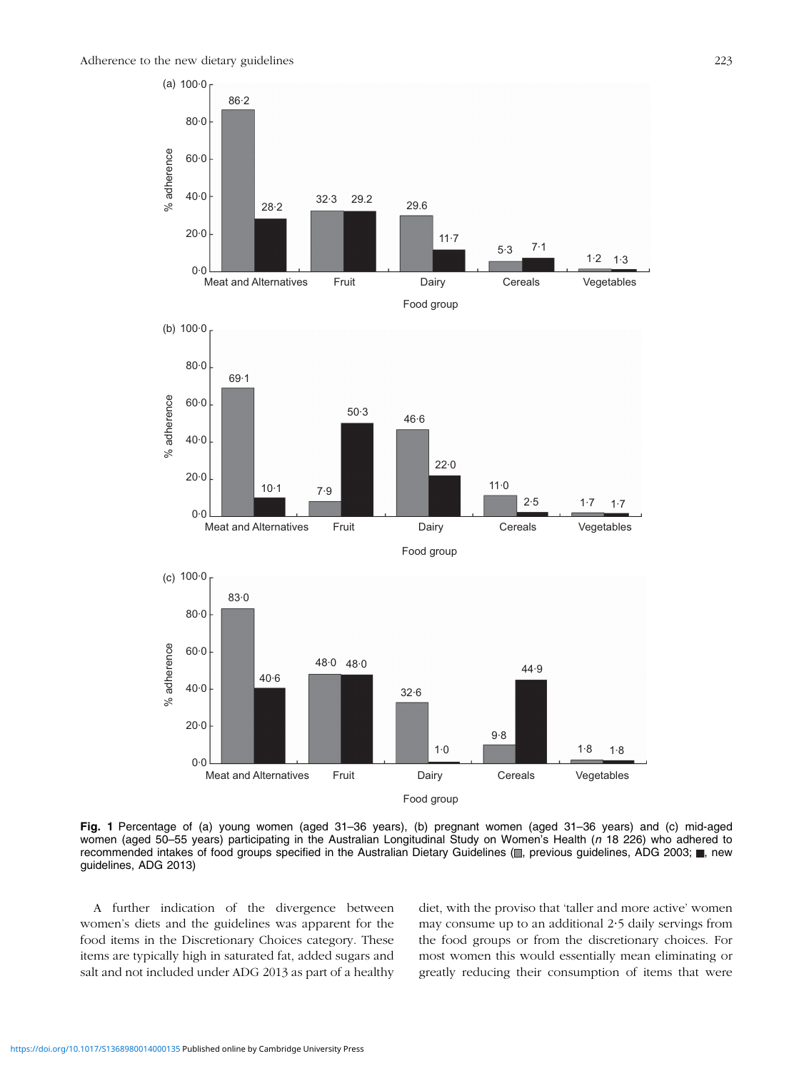**Fig. 1** Percentage of (a) young women (aged 31–36 years), (b) pregnant women (aged 31–36 years) and (c) mid-aged women (aged 50–55 years) participating in the Australian Longitudinal Study on Women's Health (*n* 18 226) who adhered to recommended intakes of food groups specified in the Australian Dietary Guidelines (■, previous guidelines, ADG 2003; ■, new guidelines, ADG 2013)

A further indication of the divergence between women's diets and the guidelines was apparent for the food items in the Discretionary Choices category. These items are typically high in saturated fat, added sugars and salt and not included under ADG 2013 as part of a healthy diet, with the proviso that 'taller and more active' women may consume up to an additional 2·5 daily servings from the food groups or from the discretionary choices. For most women this would essentially mean eliminating or greatly reducing their consumption of items that were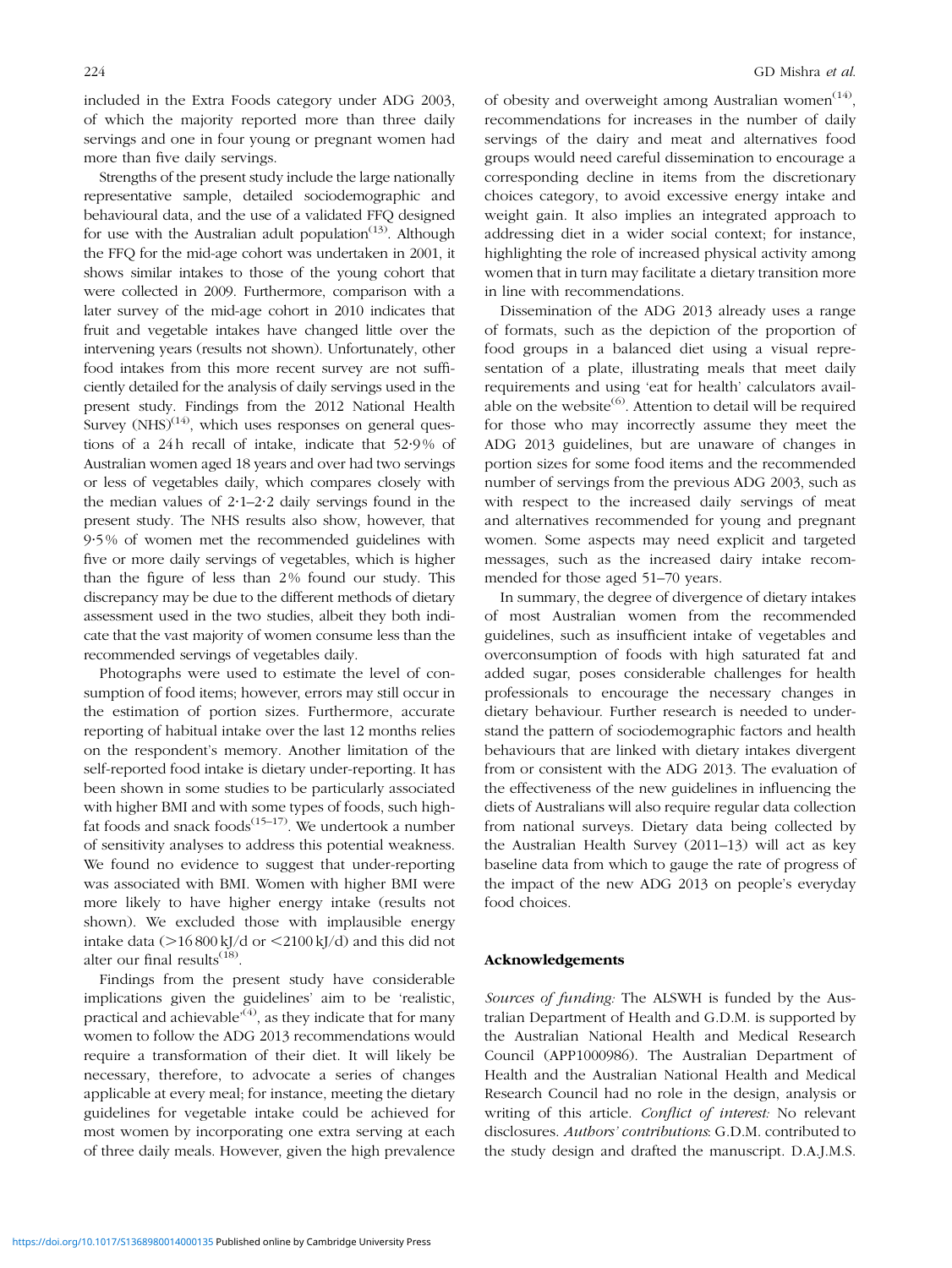included in the Extra Foods category under ADG 2003, of which the majority reported more than three daily servings and one in four young or pregnant women had more than five daily servings.

Strengths of the present study include the large nationally representative sample, detailed sociodemographic and behavioural data, and the use of a validated FFQ designed for use with the Australian adult population[13]. Although the FFQ for the mid-age cohort was undertaken in 2001, it shows similar intakes to those of the young cohort that were collected in 2009. Furthermore, comparison with a later survey of the mid-age cohort in 2010 indicates that fruit and vegetable intakes have changed little over the intervening years (results not shown). Unfortunately, other food intakes from this more recent survey are not sufficiently detailed for the analysis of daily servings used in the present study. Findings from the 2012 National Health Survey (NHS)[14], which uses responses on general questions of a 24 h recall of intake, indicate that 52·9 % of Australian women aged 18 years and over had two servings or less of vegetables daily, which compares closely with the median values of 2·1–2·2 daily servings found in the present study. The NHS results also show, however, that 9·5 % of women met the recommended guidelines with five or more daily servings of vegetables, which is higher than the figure of less than 2 % found our study. This discrepancy may be due to the different methods of dietary assessment used in the two studies, albeit they both indicate that the vast majority of women consume less than the recommended servings of vegetables daily.

Photographs were used to estimate the level of consumption of food items; however, errors may still occur in the estimation of portion sizes. Furthermore, accurate reporting of habitual intake over the last 12 months relies on the respondent's memory. Another limitation of the self-reported food intake is dietary under-reporting. It has been shown in some studies to be particularly associated with higher BMI and with some types of foods, such high-fat foods and snack foods[15–17]. We undertook a number of sensitivity analyses to address this potential weakness. We found no evidence to suggest that under-reporting was associated with BMI. Women with higher BMI were more likely to have higher energy intake (results not shown). We excluded those with implausible energy intake data (>16 800 kJ/d or <2100 kJ/d) and this did not alter our final results[18].

Findings from the present study have considerable implications given the guidelines' aim to be 'realistic, practical and achievable'[4], as they indicate that for many women to follow the ADG 2013 recommendations would require a transformation of their diet. It will likely be necessary, therefore, to advocate a series of changes applicable at every meal; for instance, meeting the dietary guidelines for vegetable intake could be achieved for most women by incorporating one extra serving at each of three daily meals. However, given the high prevalence of obesity and overweight among Australian women[14], recommendations for increases in the number of daily servings of the dairy and meat and alternatives food groups would need careful dissemination to encourage a corresponding decline in items from the discretionary choices category, to avoid excessive energy intake and weight gain. It also implies an integrated approach to addressing diet in a wider social context; for instance, highlighting the role of increased physical activity among women that in turn may facilitate a dietary transition more in line with recommendations.

Dissemination of the ADG 2013 already uses a range of formats, such as the depiction of the proportion of food groups in a balanced diet using a visual representation of a plate, illustrating meals that meet daily requirements and using 'eat for health' calculators available on the website[6]. Attention to detail will be required for those who may incorrectly assume they meet the ADG 2013 guidelines, but are unaware of changes in portion sizes for some food items and the recommended number of servings from the previous ADG 2003, such as with respect to the increased daily servings of meat and alternatives recommended for young and pregnant women. Some aspects may need explicit and targeted messages, such as the increased dairy intake recommended for those aged 51–70 years.

In summary, the degree of divergence of dietary intakes of most Australian women from the recommended guidelines, such as insufficient intake of vegetables and overconsumption of foods with high saturated fat and added sugar, poses considerable challenges for health professionals to encourage the necessary changes in dietary behaviour. Further research is needed to understand the pattern of sociodemographic factors and health behaviours that are linked with dietary intakes divergent from or consistent with the ADG 2013. The evaluation of the effectiveness of the new guidelines in influencing the diets of Australians will also require regular data collection from national surveys. Dietary data being collected by the Australian Health Survey (2011–13) will act as key baseline data from which to gauge the rate of progress of the impact of the new ADG 2013 on people's everyday food choices.

## Acknowledgements

*Sources of funding:* The ALSWH is funded by the Australian Department of Health and G.D.M. is supported by the Australian National Health and Medical Research Council (APP1000986). The Australian Department of Health and the Australian National Health and Medical Research Council had no role in the design, analysis or writing of this article. *Conflict of interest:* No relevant disclosures. *Authors' contributions*: G.D.M. contributed to the study design and drafted the manuscript. D.A.J.M.S.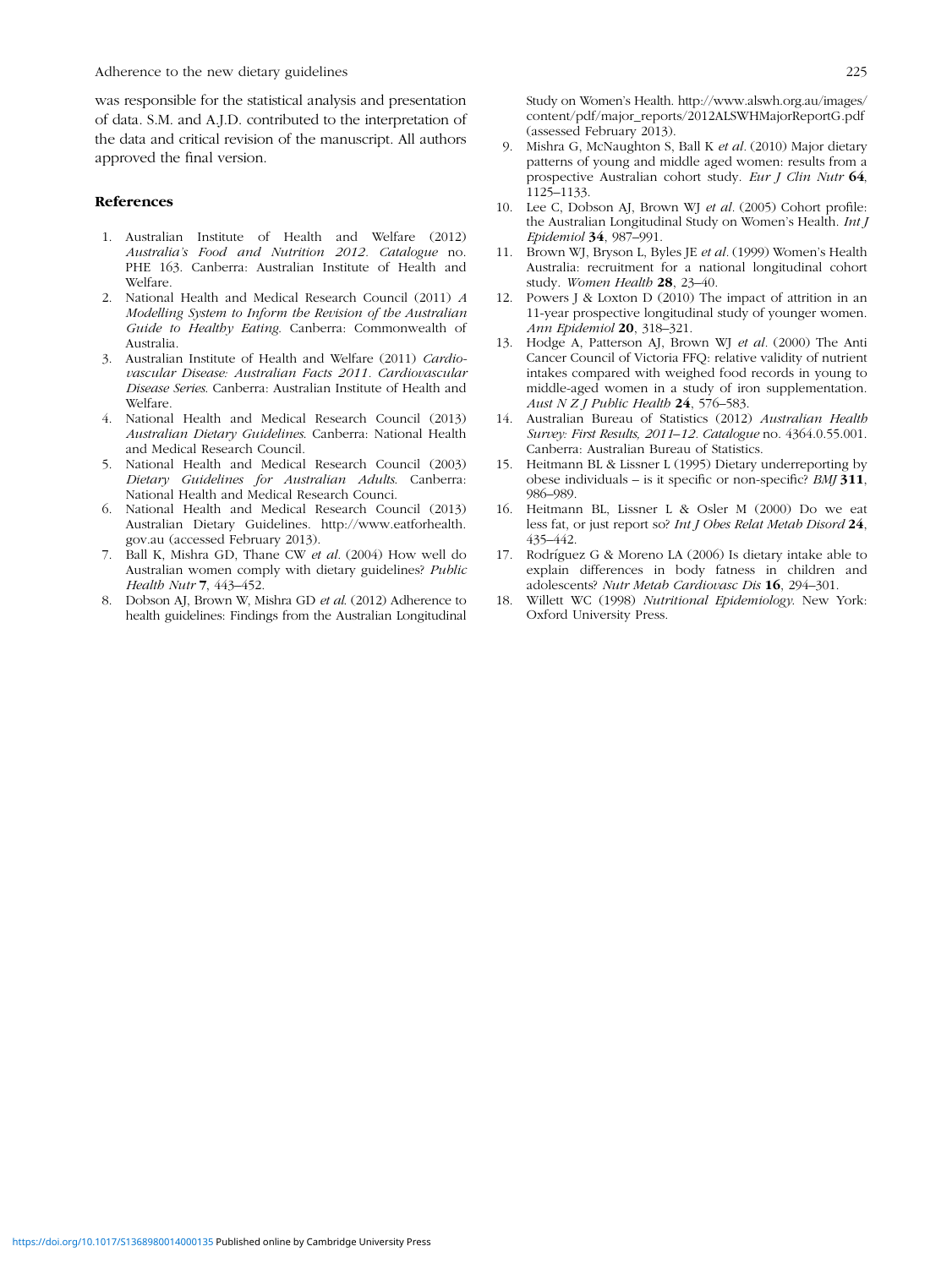was responsible for the statistical analysis and presentation of data. S.M. and A.J.D. contributed to the interpretation of the data and critical revision of the manuscript. All authors approved the final version.

## References

1. Australian Institute of Health and Welfare (2012) *Australia's Food and Nutrition 2012. Catalogue* no. PHE 163. Canberra: Australian Institute of Health and Welfare.
2. National Health and Medical Research Council (2011) *A Modelling System to Inform the Revision of the Australian Guide to Healthy Eating*. Canberra: Commonwealth of Australia.
3. Australian Institute of Health and Welfare (2011) *Cardiovascular Disease: Australian Facts 2011. Cardiovascular Disease Series*. Canberra: Australian Institute of Health and Welfare.
4. National Health and Medical Research Council (2013) *Australian Dietary Guidelines*. Canberra: National Health and Medical Research Council.
5. National Health and Medical Research Council (2003) *Dietary Guidelines for Australian Adults*. Canberra: National Health and Medical Research Counci.
6. National Health and Medical Research Council (2013) Australian Dietary Guidelines. http://www.eatforhealth.gov.au (accessed February 2013).
7. Ball K, Mishra GD, Thane CW *et al*. (2004) How well do Australian women comply with dietary guidelines? *Public Health Nutr* **7**, 443–452.
8. Dobson AJ, Brown W, Mishra GD *et al*. (2012) Adherence to health guidelines: Findings from the Australian Longitudinal Study on Women's Health. http://www.alswh.org.au/images/content/pdf/major_reports/2012ALSWHMajorReportG.pdf (assessed February 2013).
9. Mishra G, McNaughton S, Ball K *et al*. (2010) Major dietary patterns of young and middle aged women: results from a prospective Australian cohort study. *Eur J Clin Nutr* **64**, 1125–1133.
10. Lee C, Dobson AJ, Brown WJ *et al*. (2005) Cohort profile: the Australian Longitudinal Study on Women's Health. *Int J Epidemiol* **34**, 987–991.
11. Brown WJ, Bryson L, Byles JE *et al*. (1999) Women's Health Australia: recruitment for a national longitudinal cohort study. *Women Health* **28**, 23–40.
12. Powers J & Loxton D (2010) The impact of attrition in an 11-year prospective longitudinal study of younger women. *Ann Epidemiol* **20**, 318–321.
13. Hodge A, Patterson AJ, Brown WJ *et al*. (2000) The Anti Cancer Council of Victoria FFQ: relative validity of nutrient intakes compared with weighed food records in young to middle-aged women in a study of iron supplementation. *Aust N Z J Public Health* **24**, 576–583.
14. Australian Bureau of Statistics (2012) *Australian Health Survey: First Results, 2011–12. Catalogue* no. 4364.0.55.001. Canberra: Australian Bureau of Statistics.
15. Heitmann BL & Lissner L (1995) Dietary underreporting by obese individuals – is it specific or non-specific? *BMJ* **311**, 986–989.
16. Heitmann BL, Lissner L & Osler M (2000) Do we eat less fat, or just report so? *Int J Obes Relat Metab Disord* **24**, 435–442.
17. Rodríguez G & Moreno LA (2006) Is dietary intake able to explain differences in body fatness in children and adolescents? *Nutr Metab Cardiovasc Dis* **16**, 294–301.
18. Willett WC (1998) *Nutritional Epidemiology*. New York: Oxford University Press.